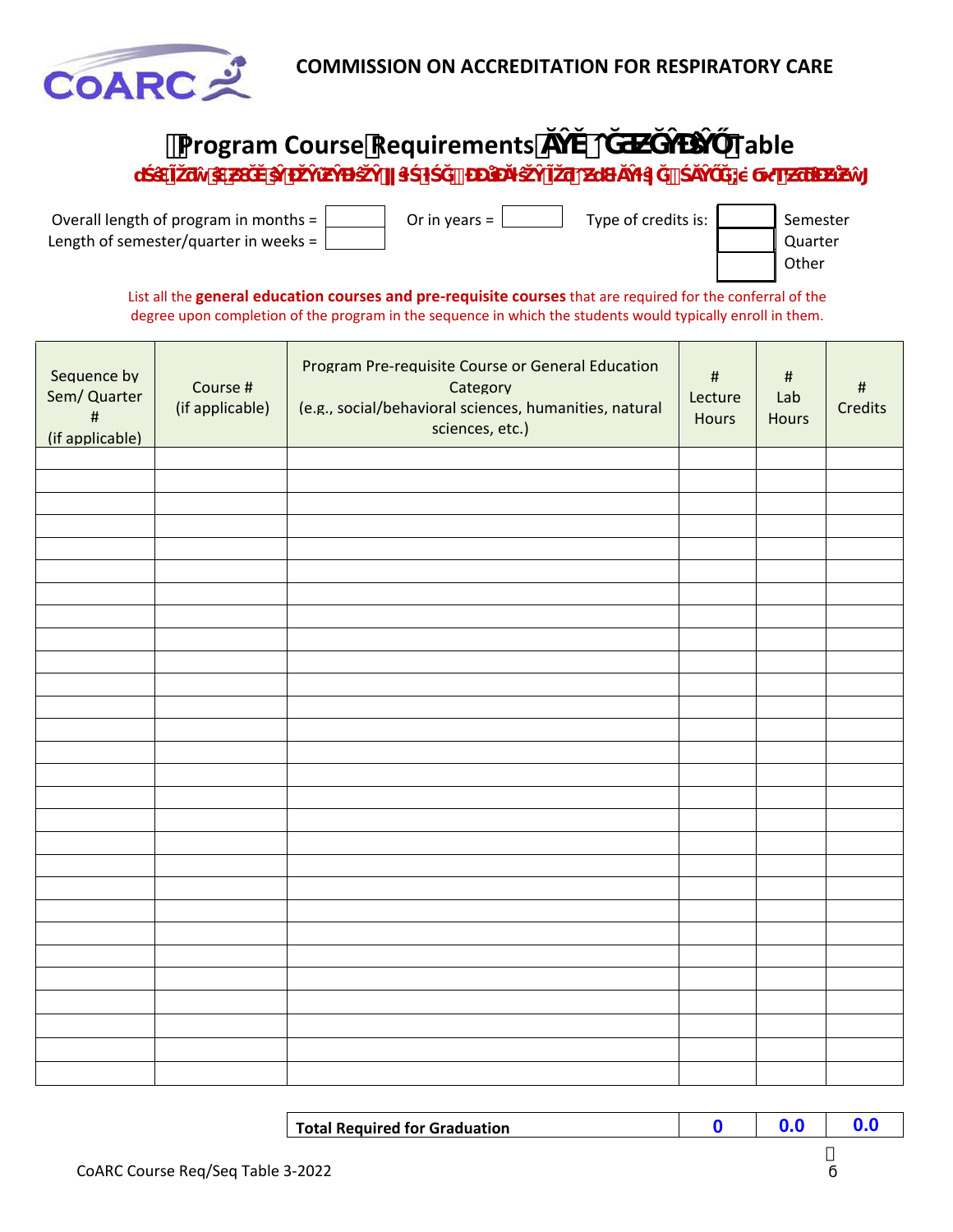COMMISSION ON ACCREDITATION FOR RESPIRATORY CARE

# Program Course Requirements and Sequence Table

Overall length of program in months = | Or in years = | Type of credits is: Semester / Quarter / Other

Length of semester/quarter in weeks =

List all the **general education courses and pre-requisite courses** that are required for the conferral of the degree upon completion of the program in the sequence in which the students would typically enroll in them.

| Sequence by Sem/ Quarter # (if applicable) | Course # (if applicable) | Program Pre-requisite Course or General Education Category (e.g., social/behavioral sciences, humanities, natural sciences, etc.) | # Lecture Hours | # Lab Hours | # Credits |
|---|---|---|---|---|---|
| | | | | | |
| | | | | | |
| | | | | | |
| | | | | | |
| | | | | | |
| | | | | | |
| | | | | | |
| | | | | | |
| | | | | | |
| | | | | | |
| | | | | | |
| | | | | | |
| | | | | | |
| | | | | | |
| | | | | | |
| | | | | | |
| | | | | | |
| | | | | | |
| | | | | | |
| | | | | | |
| | | | | | |
| | | | | | |
| | | | | | |
| | | | | | |
| | | | | | |
| | | | | | |
| | | | | | |
| | | | | | |

| Total Required for Graduation | 0 | 0.0 | 0.0 |
|---|---|---|---|

CoARC Course Req/Seq Table 3-2022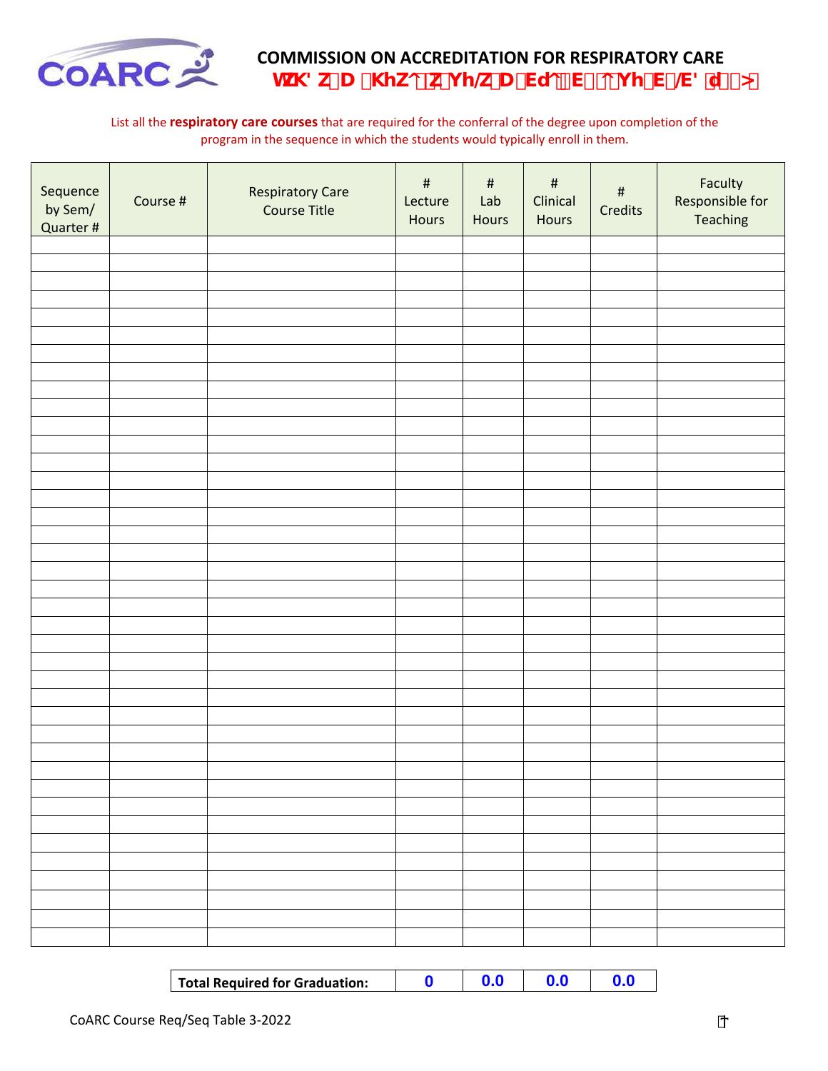# COMMISSION ON ACCREDITATION FOR RESPIRATORY CARE

List all the **respiratory care courses** that are required for the conferral of the degree upon completion of the program in the sequence in which the students would typically enroll in them.

| Sequence by Sem/ Quarter # | Course # | Respiratory Care Course Title | # Lecture Hours | # Lab Hours | # Clinical Hours | # Credits | Faculty Responsible for Teaching |
|---|---|---|---|---|---|---|---|
| | | | | | | | |
| | | | | | | | |
| | | | | | | | |
| | | | | | | | |
| | | | | | | | |
| | | | | | | | |
| | | | | | | | |
| | | | | | | | |
| | | | | | | | |
| | | | | | | | |
| | | | | | | | |
| | | | | | | | |
| | | | | | | | |
| | | | | | | | |
| | | | | | | | |
| | | | | | | | |
| | | | | | | | |
| | | | | | | | |
| | | | | | | | |
| | | | | | | | |
| | | | | | | | |
| | | | | | | | |
| | | | | | | | |
| | | | | | | | |
| | | | | | | | |
| | | | | | | | |
| | | | | | | | |
| | | | | | | | |
| | | | | | | | |
| | | | | | | | |
| | | | | | | | |
| | | | | | | | |
| | | | | | | | |
| | | | | | | | |
| | | | | | | | |
| | | | | | | | |
| | | | | | | | |
| | | | | | | | |
| | | | | | | | |
| | | | | | | | |
| | | | | | | | |
| | | | | | | | |
| | | | | | | | |

| | | | | |
|---|---|---|---|---|
| **Total Required for Graduation:** | **0** | **0.0** | **0.0** | **0.0** |

CoARC Course Req/Seq Table 3-2022